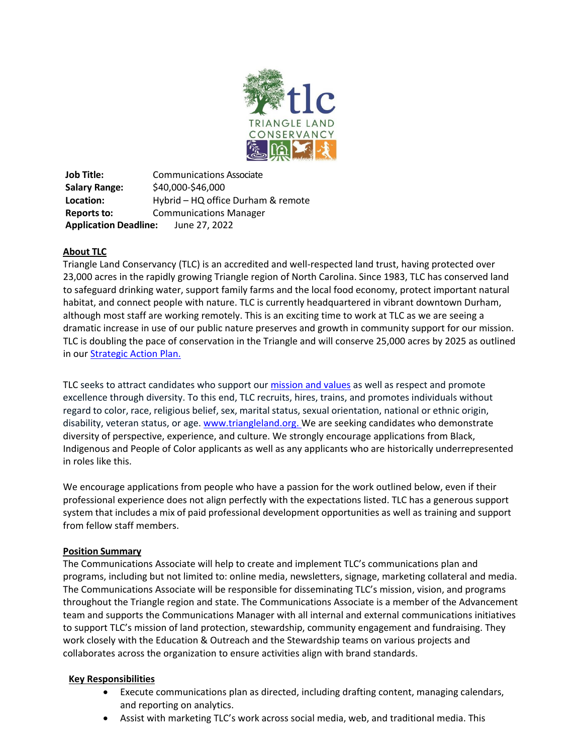| Job Title: | Communications Associate |
|---|---|
| Salary Range: | $40,000-$46,000 |
| Location: | Hybrid – HQ office Durham & remote |
| Reports to: | Communications Manager |
| Application Deadline: | June 27, 2022 |

## About TLC

Triangle Land Conservancy (TLC) is an accredited and well-respected land trust, having protected over 23,000 acres in the rapidly growing Triangle region of North Carolina. Since 1983, TLC has conserved land to safeguard drinking water, support family farms and the local food economy, protect important natural habitat, and connect people with nature. TLC is currently headquartered in vibrant downtown Durham, although most staff are working remotely. This is an exciting time to work at TLC as we are seeing a dramatic increase in use of our public nature preserves and growth in community support for our mission. TLC is doubling the pace of conservation in the Triangle and will conserve 25,000 acres by 2025 as outlined in our Strategic Action Plan.

TLC seeks to attract candidates who support our mission and values as well as respect and promote excellence through diversity. To this end, TLC recruits, hires, trains, and promotes individuals without regard to color, race, religious belief, sex, marital status, sexual orientation, national or ethnic origin, disability, veteran status, or age. www.triangleland.org. We are seeking candidates who demonstrate diversity of perspective, experience, and culture. We strongly encourage applications from Black, Indigenous and People of Color applicants as well as any applicants who are historically underrepresented in roles like this.

We encourage applications from people who have a passion for the work outlined below, even if their professional experience does not align perfectly with the expectations listed. TLC has a generous support system that includes a mix of paid professional development opportunities as well as training and support from fellow staff members.

## Position Summary

The Communications Associate will help to create and implement TLC's communications plan and programs, including but not limited to: online media, newsletters, signage, marketing collateral and media. The Communications Associate will be responsible for disseminating TLC's mission, vision, and programs throughout the Triangle region and state. The Communications Associate is a member of the Advancement team and supports the Communications Manager with all internal and external communications initiatives to support TLC's mission of land protection, stewardship, community engagement and fundraising. They work closely with the Education & Outreach and the Stewardship teams on various projects and collaborates across the organization to ensure activities align with brand standards.

## Key Responsibilities

- Execute communications plan as directed, including drafting content, managing calendars, and reporting on analytics.
- Assist with marketing TLC's work across social media, web, and traditional media. This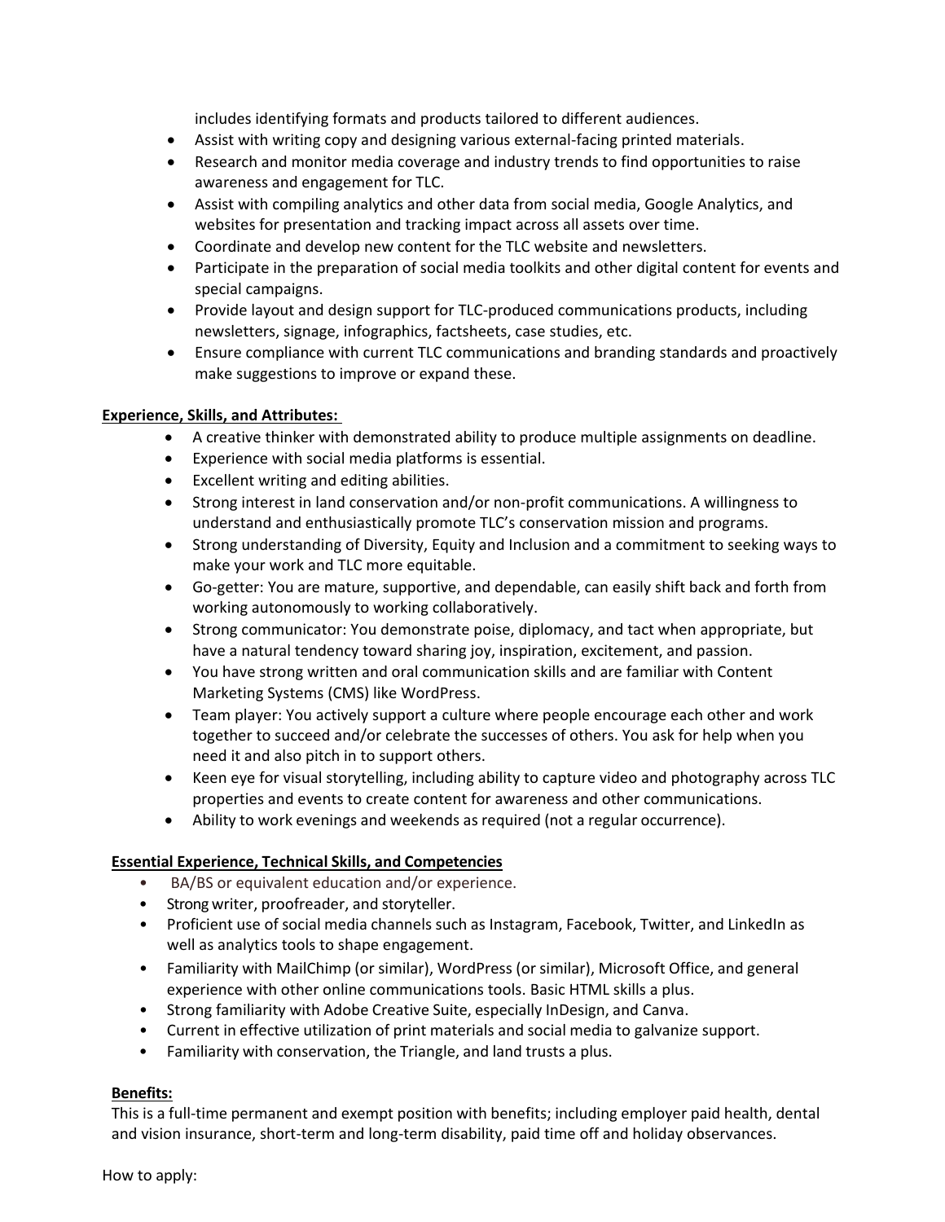includes identifying formats and products tailored to different audiences.

- Assist with writing copy and designing various external-facing printed materials.
- Research and monitor media coverage and industry trends to find opportunities to raise awareness and engagement for TLC.
- Assist with compiling analytics and other data from social media, Google Analytics, and websites for presentation and tracking impact across all assets over time.
- Coordinate and develop new content for the TLC website and newsletters.
- Participate in the preparation of social media toolkits and other digital content for events and special campaigns.
- Provide layout and design support for TLC-produced communications products, including newsletters, signage, infographics, factsheets, case studies, etc.
- Ensure compliance with current TLC communications and branding standards and proactively make suggestions to improve or expand these.

**Experience, Skills, and Attributes:**

- A creative thinker with demonstrated ability to produce multiple assignments on deadline.
- Experience with social media platforms is essential.
- Excellent writing and editing abilities.
- Strong interest in land conservation and/or non-profit communications. A willingness to understand and enthusiastically promote TLC's conservation mission and programs.
- Strong understanding of Diversity, Equity and Inclusion and a commitment to seeking ways to make your work and TLC more equitable.
- Go-getter: You are mature, supportive, and dependable, can easily shift back and forth from working autonomously to working collaboratively.
- Strong communicator: You demonstrate poise, diplomacy, and tact when appropriate, but have a natural tendency toward sharing joy, inspiration, excitement, and passion.
- You have strong written and oral communication skills and are familiar with Content Marketing Systems (CMS) like WordPress.
- Team player: You actively support a culture where people encourage each other and work together to succeed and/or celebrate the successes of others. You ask for help when you need it and also pitch in to support others.
- Keen eye for visual storytelling, including ability to capture video and photography across TLC properties and events to create content for awareness and other communications.
- Ability to work evenings and weekends as required (not a regular occurrence).

**Essential Experience, Technical Skills, and Competencies**

- BA/BS or equivalent education and/or experience.
- Strong writer, proofreader, and storyteller.
- Proficient use of social media channels such as Instagram, Facebook, Twitter, and LinkedIn as well as analytics tools to shape engagement.
- Familiarity with MailChimp (or similar), WordPress (or similar), Microsoft Office, and general experience with other online communications tools. Basic HTML skills a plus.
- Strong familiarity with Adobe Creative Suite, especially InDesign, and Canva.
- Current in effective utilization of print materials and social media to galvanize support.
- Familiarity with conservation, the Triangle, and land trusts a plus.

**Benefits:**

This is a full-time permanent and exempt position with benefits; including employer paid health, dental and vision insurance, short-term and long-term disability, paid time off and holiday observances.

How to apply: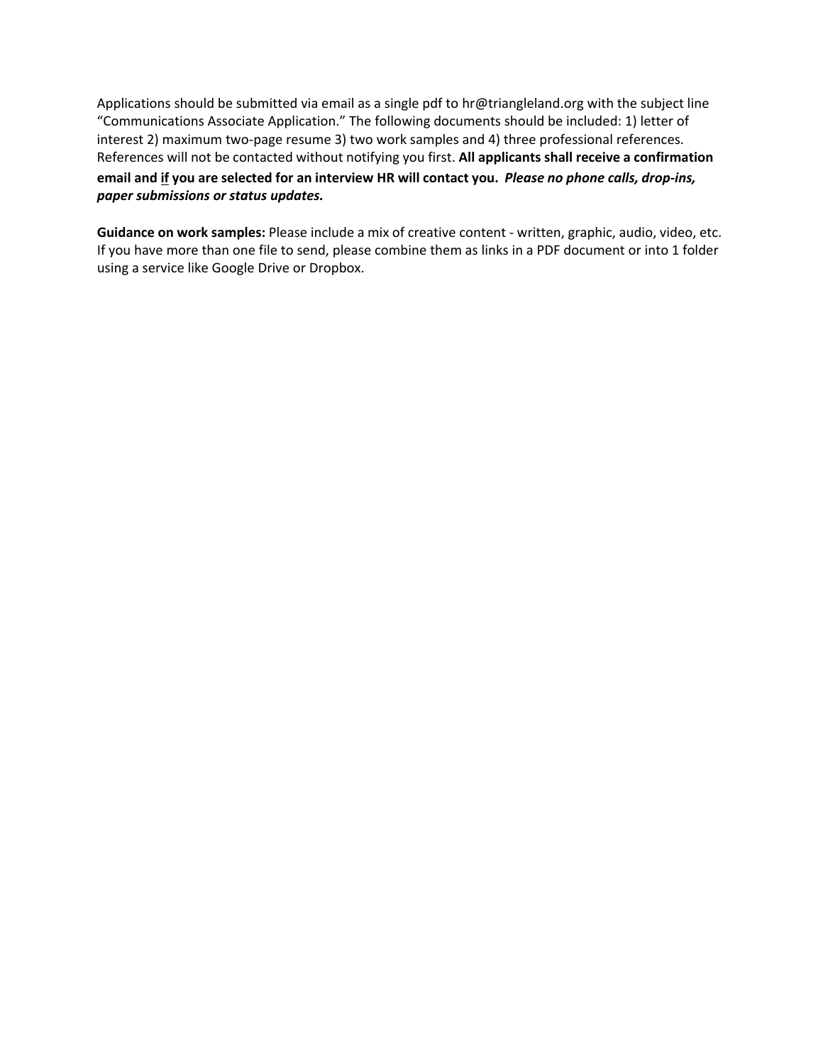Applications should be submitted via email as a single pdf to hr@triangleland.org with the subject line "Communications Associate Application." The following documents should be included: 1) letter of interest 2) maximum two-page resume 3) two work samples and 4) three professional references. References will not be contacted without notifying you first. **All applicants shall receive a confirmation email and <u>if</u> you are selected for an interview HR will contact you.** ***Please no phone calls, drop-ins, paper submissions or status updates.***

**Guidance on work samples:** Please include a mix of creative content - written, graphic, audio, video, etc. If you have more than one file to send, please combine them as links in a PDF document or into 1 folder using a service like Google Drive or Dropbox.